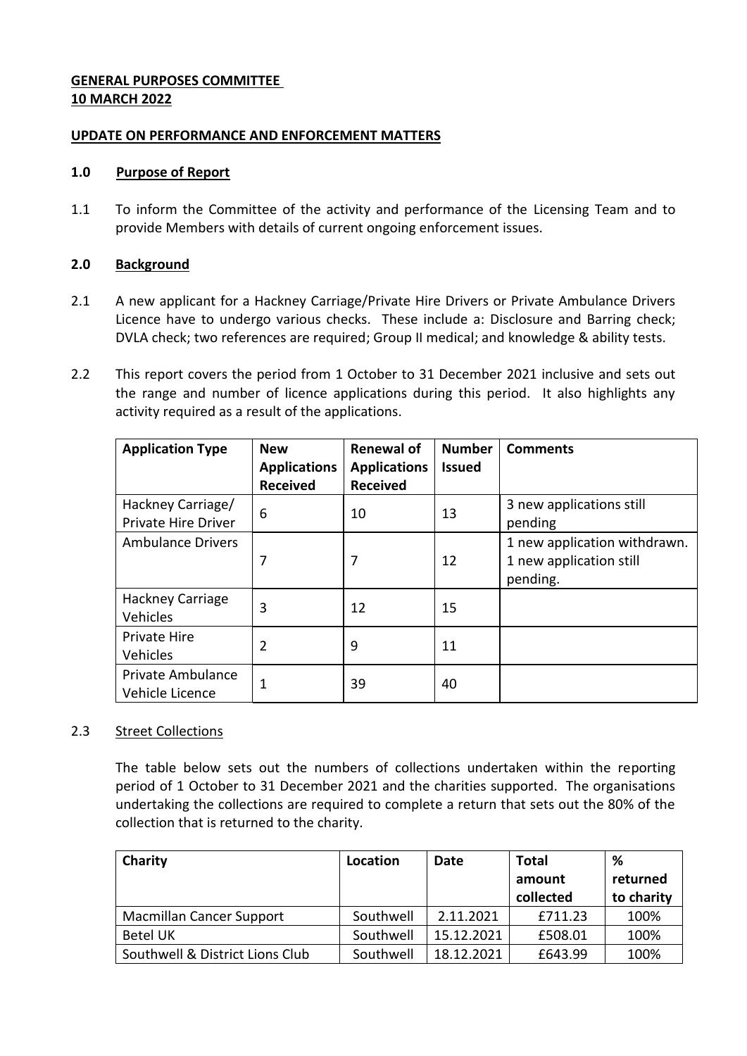**GENERAL PURPOSES COMMITTEE**
**10 MARCH 2022**

**UPDATE ON PERFORMANCE AND ENFORCEMENT MATTERS**

## 1.0 Purpose of Report

1.1 To inform the Committee of the activity and performance of the Licensing Team and to provide Members with details of current ongoing enforcement issues.

## 2.0 Background

2.1 A new applicant for a Hackney Carriage/Private Hire Drivers or Private Ambulance Drivers Licence have to undergo various checks. These include a: Disclosure and Barring check; DVLA check; two references are required; Group II medical; and knowledge & ability tests.

2.2 This report covers the period from 1 October to 31 December 2021 inclusive and sets out the range and number of licence applications during this period. It also highlights any activity required as a result of the applications.

| Application Type | New Applications Received | Renewal of Applications Received | Number Issued | Comments |
|---|---|---|---|---|
| Hackney Carriage/ Private Hire Driver | 6 | 10 | 13 | 3 new applications still pending |
| Ambulance Drivers | 7 | 7 | 12 | 1 new application withdrawn. 1 new application still pending. |
| Hackney Carriage Vehicles | 3 | 12 | 15 | |
| Private Hire Vehicles | 2 | 9 | 11 | |
| Private Ambulance Vehicle Licence | 1 | 39 | 40 | |

2.3 Street Collections

The table below sets out the numbers of collections undertaken within the reporting period of 1 October to 31 December 2021 and the charities supported. The organisations undertaking the collections are required to complete a return that sets out the 80% of the collection that is returned to the charity.

| Charity | Location | Date | Total amount collected | % returned to charity |
|---|---|---|---|---|
| Macmillan Cancer Support | Southwell | 2.11.2021 | £711.23 | 100% |
| Betel UK | Southwell | 15.12.2021 | £508.01 | 100% |
| Southwell & District Lions Club | Southwell | 18.12.2021 | £643.99 | 100% |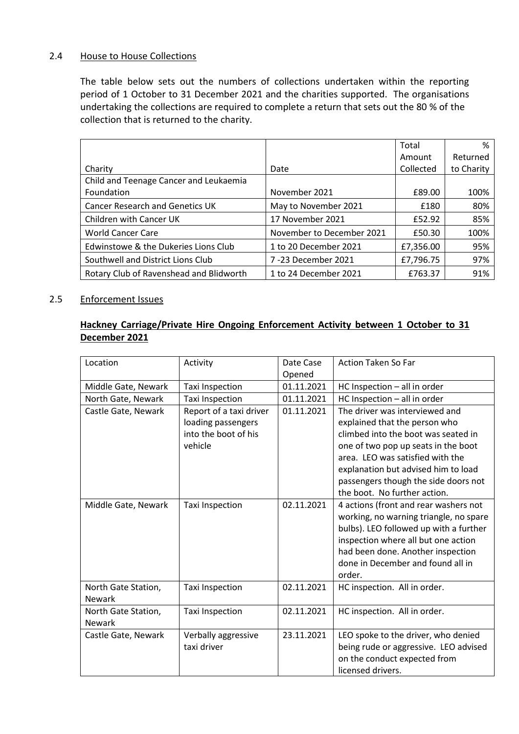## 2.4 House to House Collections

The table below sets out the numbers of collections undertaken within the reporting period of 1 October to 31 December 2021 and the charities supported. The organisations undertaking the collections are required to complete a return that sets out the 80 % of the collection that is returned to the charity.

| Charity | Date | Total Amount Collected | % Returned to Charity |
|---|---|---|---|
| Child and Teenage Cancer and Leukaemia Foundation | November 2021 | £89.00 | 100% |
| Cancer Research and Genetics UK | May to November 2021 | £180 | 80% |
| Children with Cancer UK | 17 November 2021 | £52.92 | 85% |
| World Cancer Care | November to December 2021 | £50.30 | 100% |
| Edwinstowe & the Dukeries Lions Club | 1 to 20 December 2021 | £7,356.00 | 95% |
| Southwell and District Lions Club | 7 -23 December 2021 | £7,796.75 | 97% |
| Rotary Club of Ravenshead and Blidworth | 1 to 24 December 2021 | £763.37 | 91% |

## 2.5 Enforcement Issues

**Hackney Carriage/Private Hire Ongoing Enforcement Activity between 1 October to 31 December 2021**

| Location | Activity | Date Case Opened | Action Taken So Far |
|---|---|---|---|
| Middle Gate, Newark | Taxi Inspection | 01.11.2021 | HC Inspection – all in order |
| North Gate, Newark | Taxi Inspection | 01.11.2021 | HC Inspection – all in order |
| Castle Gate, Newark | Report of a taxi driver loading passengers into the boot of his vehicle | 01.11.2021 | The driver was interviewed and explained that the person who climbed into the boot was seated in one of two pop up seats in the boot area. LEO was satisfied with the explanation but advised him to load passengers though the side doors not the boot. No further action. |
| Middle Gate, Newark | Taxi Inspection | 02.11.2021 | 4 actions (front and rear washers not working, no warning triangle, no spare bulbs). LEO followed up with a further inspection where all but one action had been done. Another inspection done in December and found all in order. |
| North Gate Station, Newark | Taxi Inspection | 02.11.2021 | HC inspection. All in order. |
| North Gate Station, Newark | Taxi Inspection | 02.11.2021 | HC inspection. All in order. |
| Castle Gate, Newark | Verbally aggressive taxi driver | 23.11.2021 | LEO spoke to the driver, who denied being rude or aggressive. LEO advised on the conduct expected from licensed drivers. |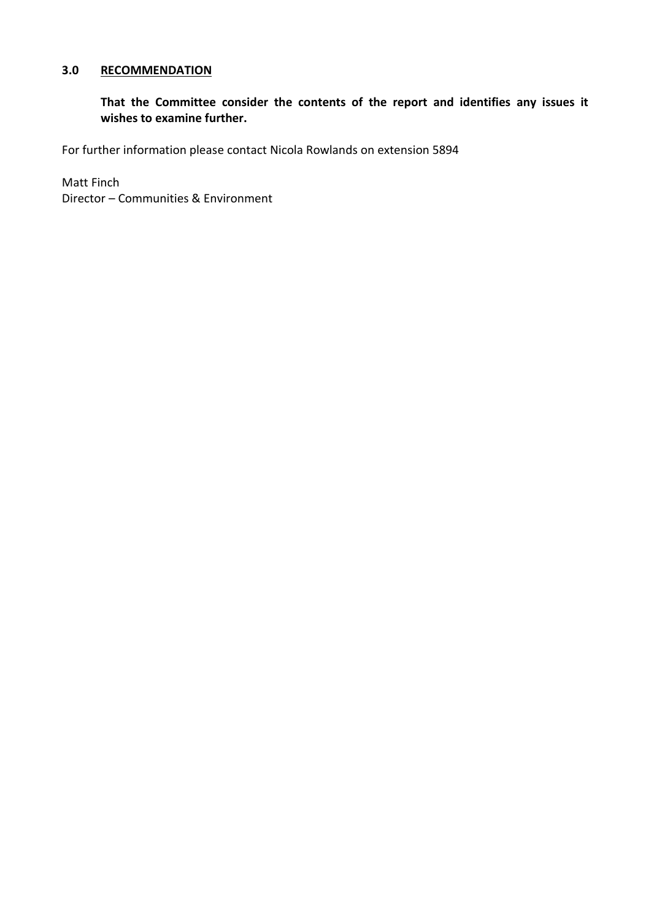## 3.0 <u>RECOMMENDATION</u>

**That the Committee consider the contents of the report and identifies any issues it wishes to examine further.**

For further information please contact Nicola Rowlands on extension 5894

Matt Finch
Director – Communities & Environment